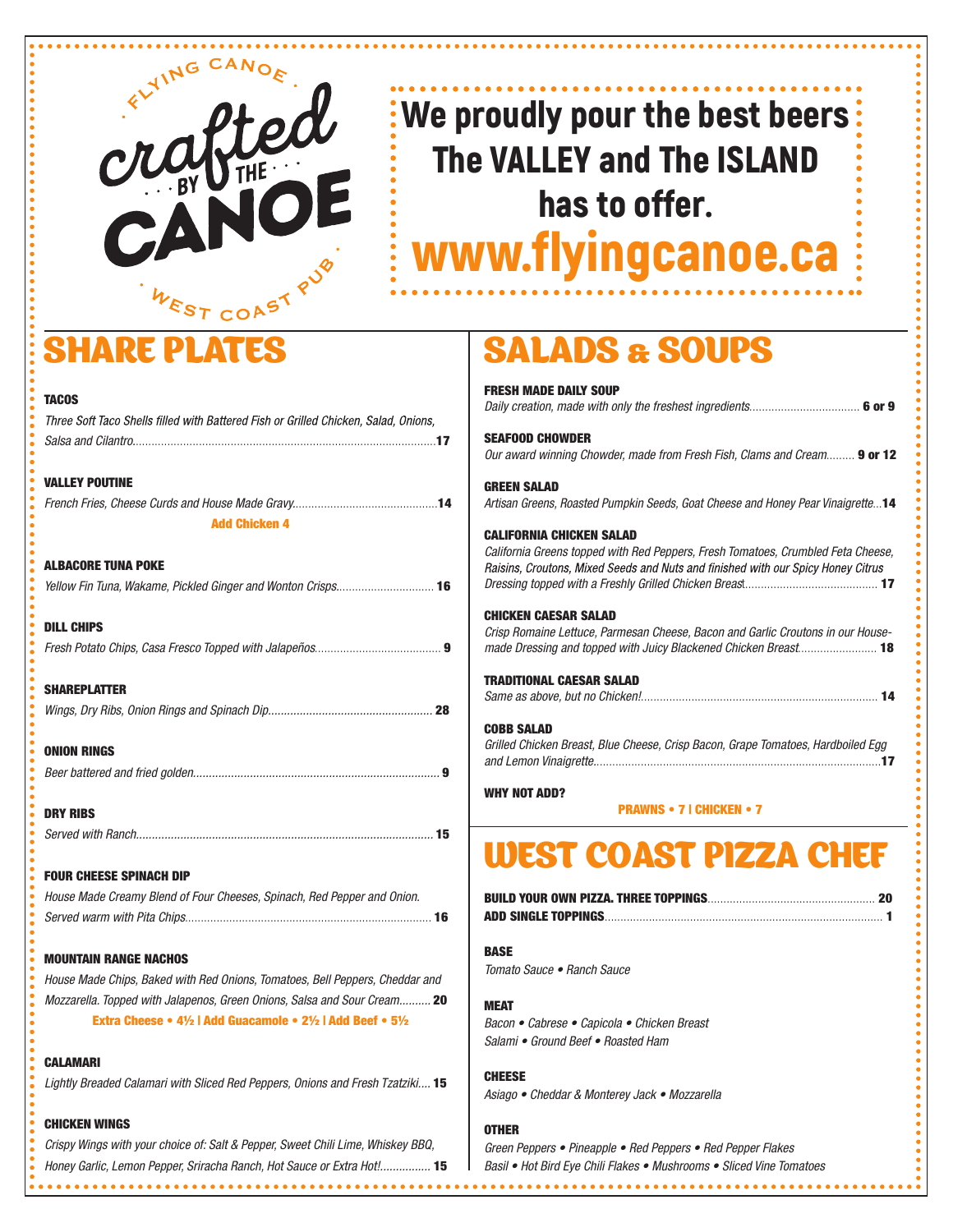Flying Canoe · crafted by the CANOE · West Coast Pub

**We proudly pour the best beers The VALLEY and The ISLAND has to offer.**

**www.flyingcanoe.ca**

# SHARE PLATES

**TACOS**
*Three Soft Taco Shells filled with Battered Fish or Grilled Chicken, Salad, Onions, Salsa and Cilantro*.............**17**

**VALLEY POUTINE**
*French Fries, Cheese Curds and House Made Gravy*.............**14**
**Add Chicken 4**

**ALBACORE TUNA POKE**
*Yellow Fin Tuna, Wakame, Pickled Ginger and Wonton Crisps*.............**16**

**DILL CHIPS**
*Fresh Potato Chips, Casa Fresco Topped with Jalapeños*.............**9**

**SHAREPLATTER**
*Wings, Dry Ribs, Onion Rings and Spinach Dip*.............**28**

**ONION RINGS**
*Beer battered and fried golden*.............**9**

**DRY RIBS**
*Served with Ranch*.............**15**

**FOUR CHEESE SPINACH DIP**
*House Made Creamy Blend of Four Cheeses, Spinach, Red Pepper and Onion. Served warm with Pita Chips*.............**16**

**MOUNTAIN RANGE NACHOS**
*House Made Chips, Baked with Red Onions, Tomatoes, Bell Peppers, Cheddar and Mozzarella. Topped with Jalapenos, Green Onions, Salsa and Sour Cream*.............**20**
**Extra Cheese • 4½ | Add Guacamole • 2½ | Add Beef • 5½**

**CALAMARI**
*Lightly Breaded Calamari with Sliced Red Peppers, Onions and Fresh Tzatziki*.............**15**

**CHICKEN WINGS**
*Crispy Wings with your choice of: Salt & Pepper, Sweet Chili Lime, Whiskey BBQ, Honey Garlic, Lemon Pepper, Sriracha Ranch, Hot Sauce or Extra Hot!*.............**15**

# SALADS & SOUPS

**FRESH MADE DAILY SOUP**
*Daily creation, made with only the freshest ingredients*.............**6 or 9**

**SEAFOOD CHOWDER**
*Our award winning Chowder, made from Fresh Fish, Clams and Cream*.............**9 or 12**

**GREEN SALAD**
*Artisan Greens, Roasted Pumpkin Seeds, Goat Cheese and Honey Pear Vinaigrette*.............**14**

**CALIFORNIA CHICKEN SALAD**
*California Greens topped with Red Peppers, Fresh Tomatoes, Crumbled Feta Cheese, Raisins, Croutons, Mixed Seeds and Nuts and finished with our Spicy Honey Citrus Dressing topped with a Freshly Grilled Chicken Breast*.............**17**

**CHICKEN CAESAR SALAD**
*Crisp Romaine Lettuce, Parmesan Cheese, Bacon and Garlic Croutons in our House-made Dressing and topped with Juicy Blackened Chicken Breast*.............**18**

**TRADITIONAL CAESAR SALAD**
*Same as above, but no Chicken!*.............**14**

**COBB SALAD**
*Grilled Chicken Breast, Blue Cheese, Crisp Bacon, Grape Tomatoes, Hardboiled Egg and Lemon Vinaigrette*.............**17**

**WHY NOT ADD?**
**PRAWNS • 7 | CHICKEN • 7**

# WEST COAST PIZZA CHEF

**BUILD YOUR OWN PIZZA. THREE TOPPINGS**.............**20**
**ADD SINGLE TOPPINGS**.............**1**

**BASE**
*Tomato Sauce • Ranch Sauce*

**MEAT**
*Bacon • Cabrese • Capicola • Chicken Breast*
*Salami • Ground Beef • Roasted Ham*

**CHEESE**
*Asiago • Cheddar & Monterey Jack • Mozzarella*

**OTHER**
*Green Peppers • Pineapple • Red Peppers • Red Pepper Flakes*
*Basil • Hot Bird Eye Chili Flakes • Mushrooms • Sliced Vine Tomatoes*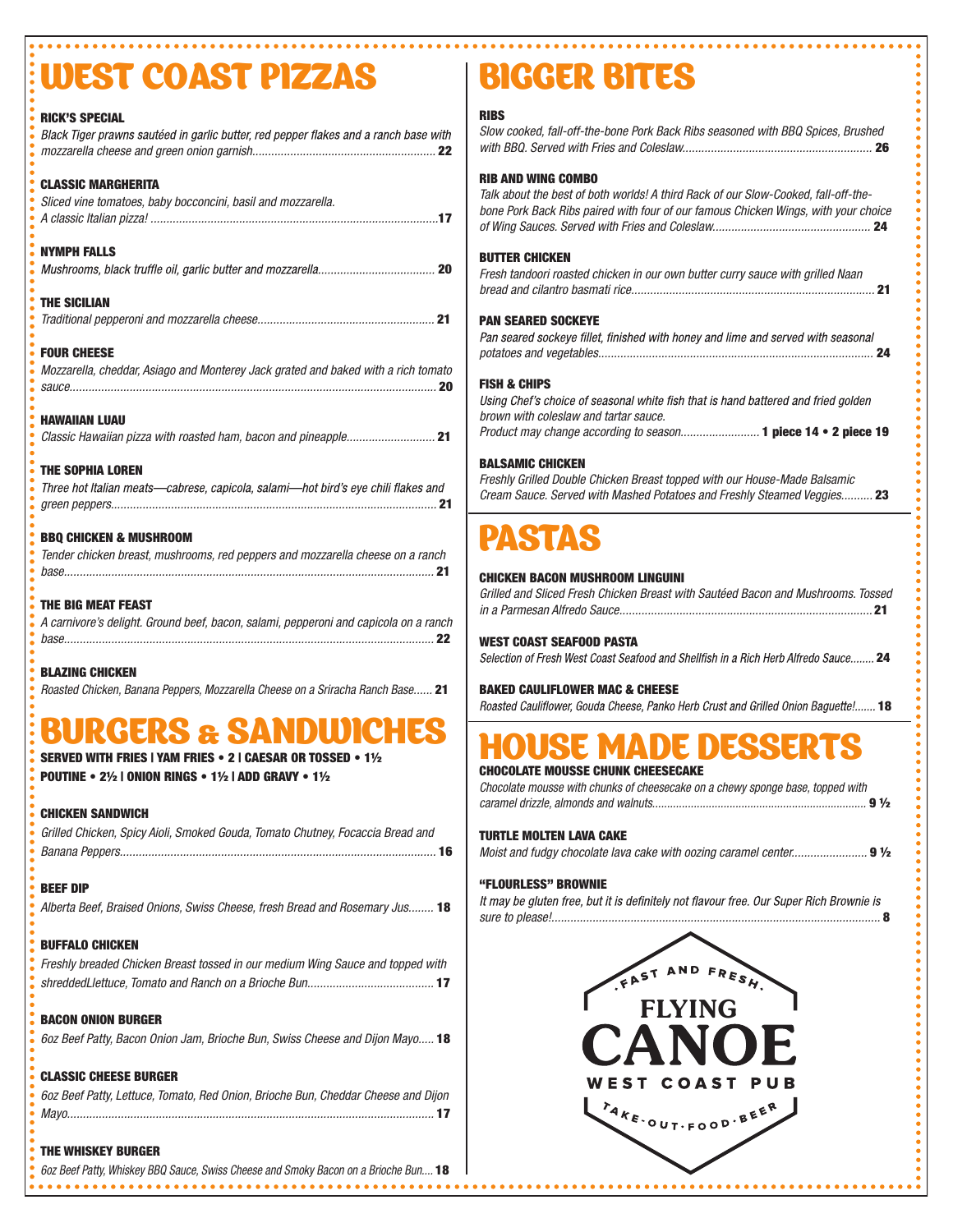# WEST COAST PIZZAS

**RICK'S SPECIAL**
*Black Tiger prawns sautéed in garlic butter, red pepper flakes and a ranch base with mozzarella cheese and green onion garnish* ........ **22**

**CLASSIC MARGHERITA**
*Sliced vine tomatoes, baby bocconcini, basil and mozzarella. A classic Italian pizza!* ........ **17**

**NYMPH FALLS**
*Mushrooms, black truffle oil, garlic butter and mozzarella* ........ **20**

**THE SICILIAN**
*Traditional pepperoni and mozzarella cheese* ........ **21**

**FOUR CHEESE**
*Mozzarella, cheddar, Asiago and Monterey Jack grated and baked with a rich tomato sauce* ........ **20**

**HAWAIIAN LUAU**
*Classic Hawaiian pizza with roasted ham, bacon and pineapple* ........ **21**

**THE SOPHIA LOREN**
*Three hot Italian meats—cabrese, capicola, salami—hot bird's eye chili flakes and green peppers* ........ **21**

**BBQ CHICKEN & MUSHROOM**
*Tender chicken breast, mushrooms, red peppers and mozzarella cheese on a ranch base* ........ **21**

**THE BIG MEAT FEAST**
*A carnivore's delight. Ground beef, bacon, salami, pepperoni and capicola on a ranch base* ........ **22**

**BLAZING CHICKEN**
*Roasted Chicken, Banana Peppers, Mozzarella Cheese on a Sriracha Ranch Base* ........ **21**

# BURGERS & SANDWICHES

**SERVED WITH FRIES | YAM FRIES • 2 | CAESAR OR TOSSED • 1½**
**POUTINE • 2½ | ONION RINGS • 1½ | ADD GRAVY • 1½**

**CHICKEN SANDWICH**
*Grilled Chicken, Spicy Aioli, Smoked Gouda, Tomato Chutney, Focaccia Bread and Banana Peppers* ........ **16**

**BEEF DIP**
*Alberta Beef, Braised Onions, Swiss Cheese, fresh Bread and Rosemary Jus* ........ **18**

**BUFFALO CHICKEN**
*Freshly breaded Chicken Breast tossed in our medium Wing Sauce and topped with shreddedLlettuce, Tomato and Ranch on a Brioche Bun* ........ **17**

**BACON ONION BURGER**
*6oz Beef Patty, Bacon Onion Jam, Brioche Bun, Swiss Cheese and Dijon Mayo* ........ **18**

**CLASSIC CHEESE BURGER**
*6oz Beef Patty, Lettuce, Tomato, Red Onion, Brioche Bun, Cheddar Cheese and Dijon Mayo* ........ **17**

**THE WHISKEY BURGER**
*6oz Beef Patty, Whiskey BBQ Sauce, Swiss Cheese and Smoky Bacon on a Brioche Bun* ........ **18**

# BIGGER BITES

**RIBS**
*Slow cooked, fall-off-the-bone Pork Back Ribs seasoned with BBQ Spices, Brushed with BBQ. Served with Fries and Coleslaw* ........ **26**

**RIB AND WING COMBO**
*Talk about the best of both worlds! A third Rack of our Slow-Cooked, fall-off-the-bone Pork Back Ribs paired with four of our famous Chicken Wings, with your choice of Wing Sauces. Served with Fries and Coleslaw* ........ **24**

**BUTTER CHICKEN**
*Fresh tandoori roasted chicken in our own butter curry sauce with grilled Naan bread and cilantro basmati rice* ........ **21**

**PAN SEARED SOCKEYE**
*Pan seared sockeye fillet, finished with honey and lime and served with seasonal potatoes and vegetables* ........ **24**

**FISH & CHIPS**
*Using Chef's choice of seasonal white fish that is hand battered and fried golden brown with coleslaw and tartar sauce. Product may change according to season* ........ **1 piece 14 • 2 piece 19**

**BALSAMIC CHICKEN**
*Freshly Grilled Double Chicken Breast topped with our House-Made Balsamic Cream Sauce. Served with Mashed Potatoes and Freshly Steamed Veggies* ........ **23**

# PASTAS

**CHICKEN BACON MUSHROOM LINGUINI**
*Grilled and Sliced Fresh Chicken Breast with Sautéed Bacon and Mushrooms. Tossed in a Parmesan Alfredo Sauce* ........ **21**

**WEST COAST SEAFOOD PASTA**
*Selection of Fresh West Coast Seafood and Shellfish in a Rich Herb Alfredo Sauce* ........ **24**

**BAKED CAULIFLOWER MAC & CHEESE**
*Roasted Cauliflower, Gouda Cheese, Panko Herb Crust and Grilled Onion Baguette!* ........ **18**

# HOUSE MADE DESSERTS

**CHOCOLATE MOUSSE CHUNK CHEESECAKE**
*Chocolate mousse with chunks of cheesecake on a chewy sponge base, topped with caramel drizzle, almonds and walnuts* ........ **9 ½**

**TURTLE MOLTEN LAVA CAKE**
*Moist and fudgy chocolate lava cake with oozing caramel center* ........ **9 ½**

**"FLOURLESS" BROWNIE**
*It may be gluten free, but it is definitely not flavour free. Our Super Rich Brownie is sure to please!* ........ **8**

FAST AND FRESH
FLYING
CANOE
WEST COAST PUB
TAKE-OUT · FOOD · BEER